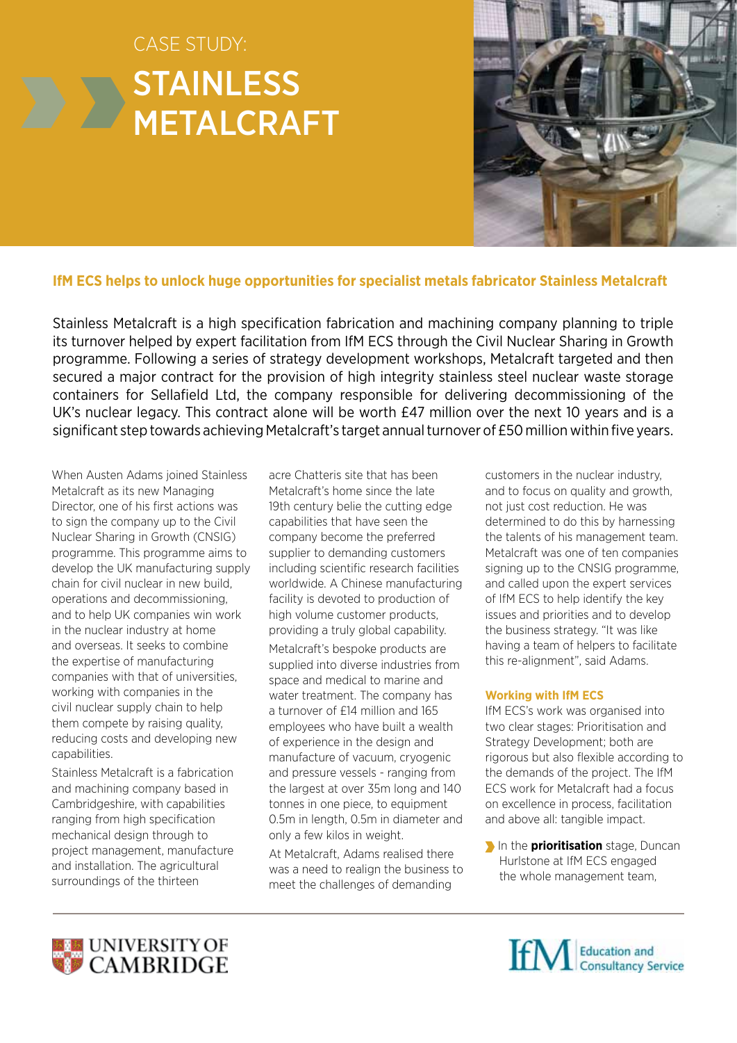CASE STUDY:

# STAINLESS METALCRAFT

**IfM ECS helps to unlock huge opportunities for specialist metals fabricator Stainless Metalcraft**

Stainless Metalcraft is a high specification fabrication and machining company planning to triple its turnover helped by expert facilitation from IfM ECS through the Civil Nuclear Sharing in Growth programme. Following a series of strategy development workshops, Metalcraft targeted and then secured a major contract for the provision of high integrity stainless steel nuclear waste storage containers for Sellafield Ltd, the company responsible for delivering decommissioning of the UK's nuclear legacy. This contract alone will be worth £47 million over the next 10 years and is a significant step towards achieving Metalcraft's target annual turnover of £50 million within five years.

When Austen Adams joined Stainless Metalcraft as its new Managing Director, one of his first actions was to sign the company up to the Civil Nuclear Sharing in Growth (CNSIG) programme. This programme aims to develop the UK manufacturing supply chain for civil nuclear in new build, operations and decommissioning, and to help UK companies win work in the nuclear industry at home and overseas. It seeks to combine the expertise of manufacturing companies with that of universities, working with companies in the civil nuclear supply chain to help them compete by raising quality, reducing costs and developing new capabilities.

Stainless Metalcraft is a fabrication and machining company based in Cambridgeshire, with capabilities ranging from high specification mechanical design through to project management, manufacture and installation. The agricultural surroundings of the thirteen acre Chatteris site that has been Metalcraft's home since the late 19th century belie the cutting edge capabilities that have seen the company become the preferred supplier to demanding customers including scientific research facilities worldwide. A Chinese manufacturing facility is devoted to production of high volume customer products, providing a truly global capability.

Metalcraft's bespoke products are supplied into diverse industries from space and medical to marine and water treatment. The company has a turnover of £14 million and 165 employees who have built a wealth of experience in the design and manufacture of vacuum, cryogenic and pressure vessels - ranging from the largest at over 35m long and 140 tonnes in one piece, to equipment 0.5m in length, 0.5m in diameter and only a few kilos in weight.

At Metalcraft, Adams realised there was a need to realign the business to meet the challenges of demanding customers in the nuclear industry, and to focus on quality and growth, not just cost reduction. He was determined to do this by harnessing the talents of his management team. Metalcraft was one of ten companies signing up to the CNSIG programme, and called upon the expert services of IfM ECS to help identify the key issues and priorities and to develop the business strategy. "It was like having a team of helpers to facilitate this re-alignment", said Adams.

### Working with IfM ECS

IfM ECS's work was organised into two clear stages: Prioritisation and Strategy Development; both are rigorous but also flexible according to the demands of the project. The IfM ECS work for Metalcraft had a focus on excellence in process, facilitation and above all: tangible impact.

- In the **prioritisation** stage, Duncan Hurlstone at IfM ECS engaged the whole management team,

UNIVERSITY OF CAMBRIDGE

IfM Education and Consultancy Service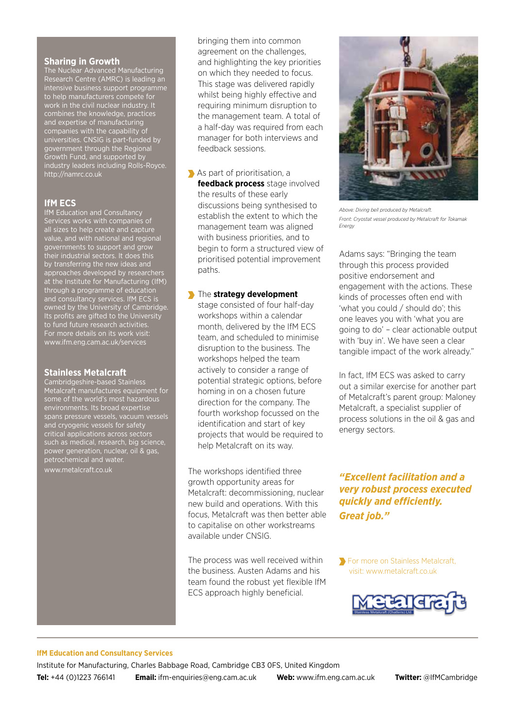## Sharing in Growth

The Nuclear Advanced Manufacturing Research Centre (AMRC) is leading an intensive business support programme to help manufacturers compete for work in the civil nuclear industry. It combines the knowledge, practices and expertise of manufacturing companies with the capability of universities. CNSIG is part-funded by government through the Regional Growth Fund, and supported by industry leaders including Rolls-Royce. http://namrc.co.uk

## IfM ECS

IfM Education and Consultancy Services works with companies of all sizes to help create and capture value, and with national and regional governments to support and grow their industrial sectors. It does this by transferring the new ideas and approaches developed by researchers at the Institute for Manufacturing (IfM) through a programme of education and consultancy services. IfM ECS is owned by the University of Cambridge. Its profits are gifted to the University to fund future research activities. For more details on its work visit: www.ifm.eng.cam.ac.uk/services

## Stainless Metalcraft

Cambridgeshire-based Stainless Metalcraft manufactures equipment for some of the world's most hazardous environments. Its broad expertise spans pressure vessels, vacuum vessels and cryogenic vessels for safety critical applications across sectors such as medical, research, big science, power generation, nuclear, oil & gas, petrochemical and water.
www.metalcraft.co.uk

bringing them into common agreement on the challenges, and highlighting the key priorities on which they needed to focus. This stage was delivered rapidly whilst being highly effective and requiring minimum disruption to the management team. A total of a half-day was required from each manager for both interviews and feedback sessions.

- As part of prioritisation, a **feedback process** stage involved the results of these early discussions being synthesised to establish the extent to which the management team was aligned with business priorities, and to begin to form a structured view of prioritised potential improvement paths.

- The **strategy development** stage consisted of four half-day workshops within a calendar month, delivered by the IfM ECS team, and scheduled to minimise disruption to the business. The workshops helped the team actively to consider a range of potential strategic options, before homing in on a chosen future direction for the company. The fourth workshop focussed on the identification and start of key projects that would be required to help Metalcraft on its way.

The workshops identified three growth opportunity areas for Metalcraft: decommissioning, nuclear new build and operations. With this focus, Metalcraft was then better able to capitalise on other workstreams available under CNSIG.

The process was well received within the business. Austen Adams and his team found the robust yet flexible IfM ECS approach highly beneficial.

*Above: Diving bell produced by Metalcraft.*
*Front: Cryostat vessel produced by Metalcraft for Tokamak Energy*

Adams says: "Bringing the team through this process provided positive endorsement and engagement with the actions. These kinds of processes often end with 'what you could / should do'; this one leaves you with 'what you are going to do' – clear actionable output with 'buy in'. We have seen a clear tangible impact of the work already."

In fact, IfM ECS was asked to carry out a similar exercise for another part of Metalcraft's parent group: Maloney Metalcraft, a specialist supplier of process solutions in the oil & gas and energy sectors.

***"Excellent facilitation and a very robust process executed quickly and efficiently. Great job."***

For more on Stainless Metalcraft, visit: www.metalcraft.co.uk

Metalcraft
Stainless Metalcraft (Chatteris) Ltd

**IfM Education and Consultancy Services**
Institute for Manufacturing, Charles Babbage Road, Cambridge CB3 0FS, United Kingdom
**Tel:** +44 (0)1223 766141 **Email:** ifm-enquiries@eng.cam.ac.uk **Web:** www.ifm.eng.cam.ac.uk **Twitter:** @IfMCambridge